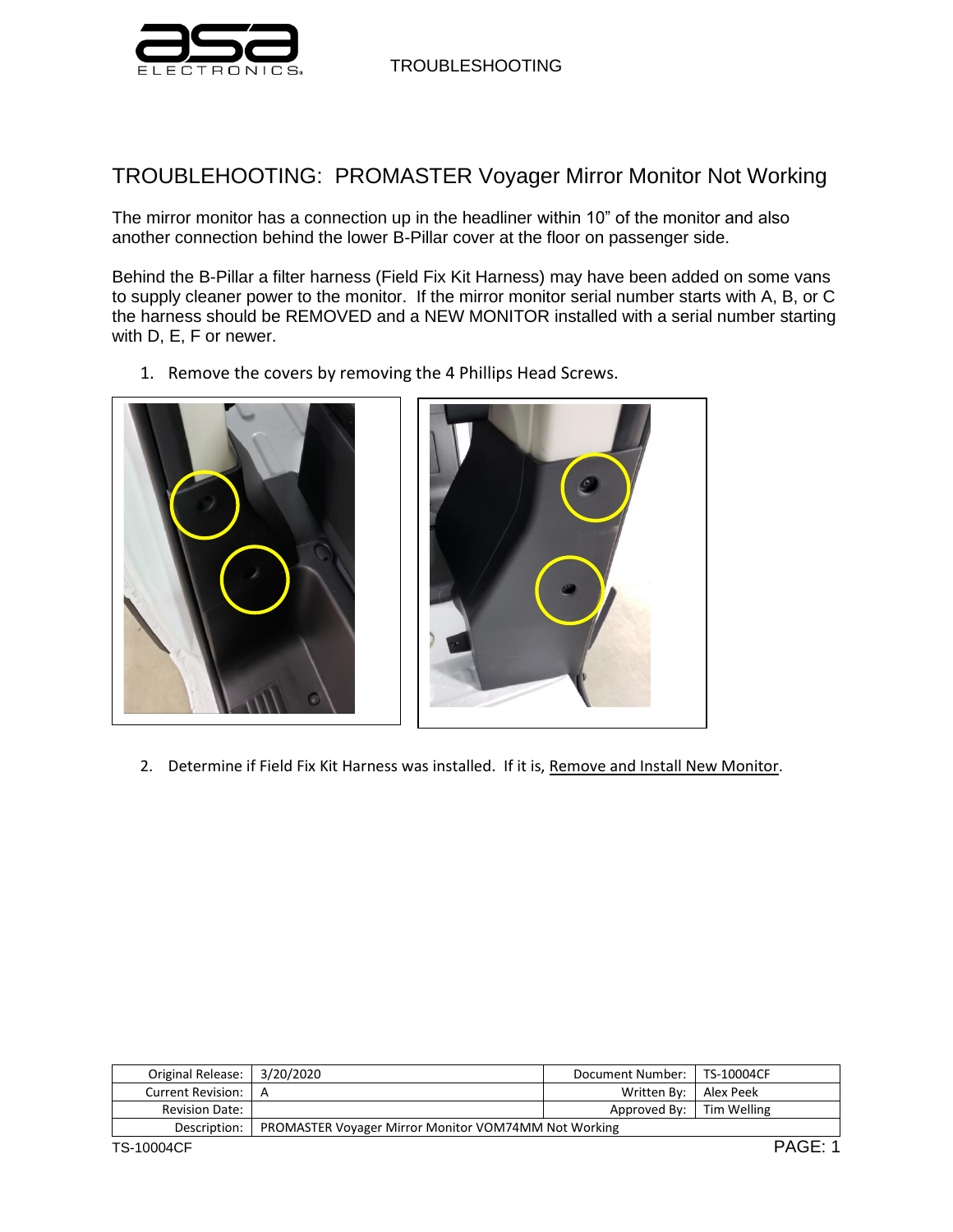# TROUBLEHOOTING: PROMASTER Voyager Mirror Monitor Not Working

The mirror monitor has a connection up in the headliner within 10" of the monitor and also another connection behind the lower B-Pillar cover at the floor on passenger side.

Behind the B-Pillar a filter harness (Field Fix Kit Harness) may have been added on some vans to supply cleaner power to the monitor. If the mirror monitor serial number starts with A, B, or C the harness should be REMOVED and a NEW MONITOR installed with a serial number starting with D, E, F or newer.

1. Remove the covers by removing the 4 Phillips Head Screws.

2. Determine if Field Fix Kit Harness was installed. If it is, Remove and Install New Monitor.

| Original Release: | 3/20/2020 | Document Number: | TS-10004CF |
|---|---|---|---|
| Current Revision: | A | Written By: | Alex Peek |
| Revision Date: | | Approved By: | Tim Welling |
| Description: | PROMASTER Voyager Mirror Monitor VOM74MM Not Working | | |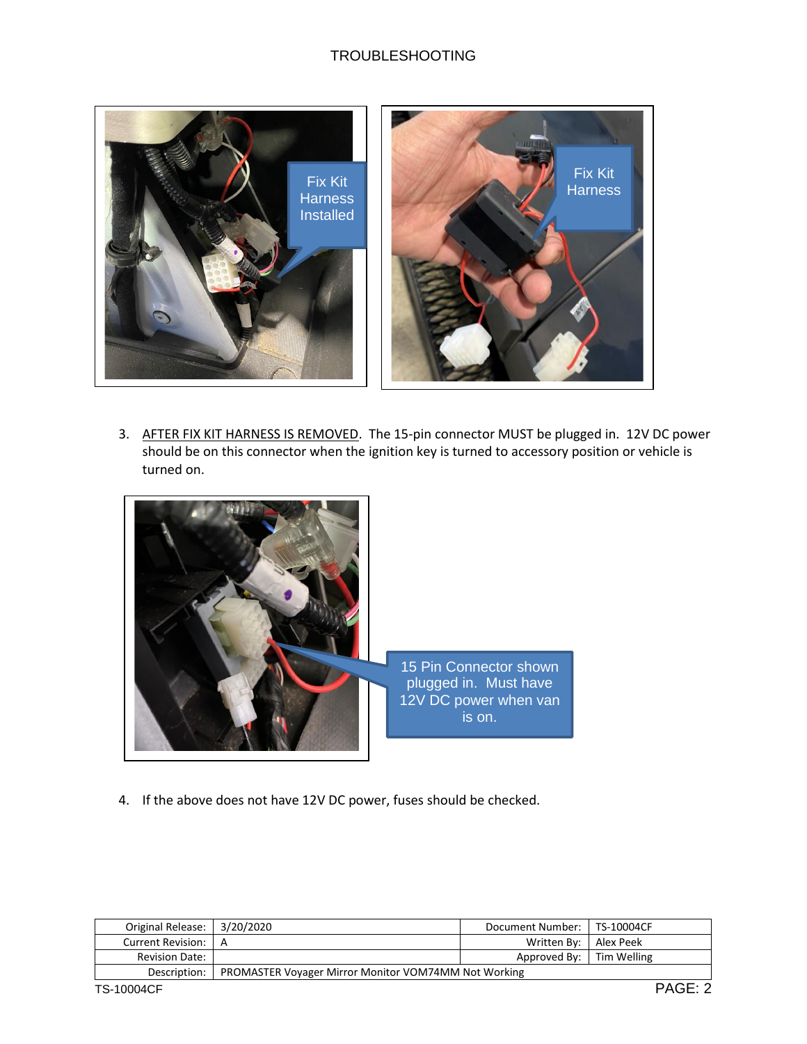# TROUBLESHOOTING

Fix Kit Harness Installed

Fix Kit Harness

3. AFTER FIX KIT HARNESS IS REMOVED. The 15-pin connector MUST be plugged in. 12V DC power should be on this connector when the ignition key is turned to accessory position or vehicle is turned on.

15 Pin Connector shown plugged in. Must have 12V DC power when van is on.

4. If the above does not have 12V DC power, fuses should be checked.

| Original Release: | 3/20/2020 | Document Number: | TS-10004CF |
|---|---|---|---|
| Current Revision: | A | Written By: | Alex Peek |
| Revision Date: | | Approved By: | Tim Welling |
| Description: | PROMASTER Voyager Mirror Monitor VOM74MM Not Working | | |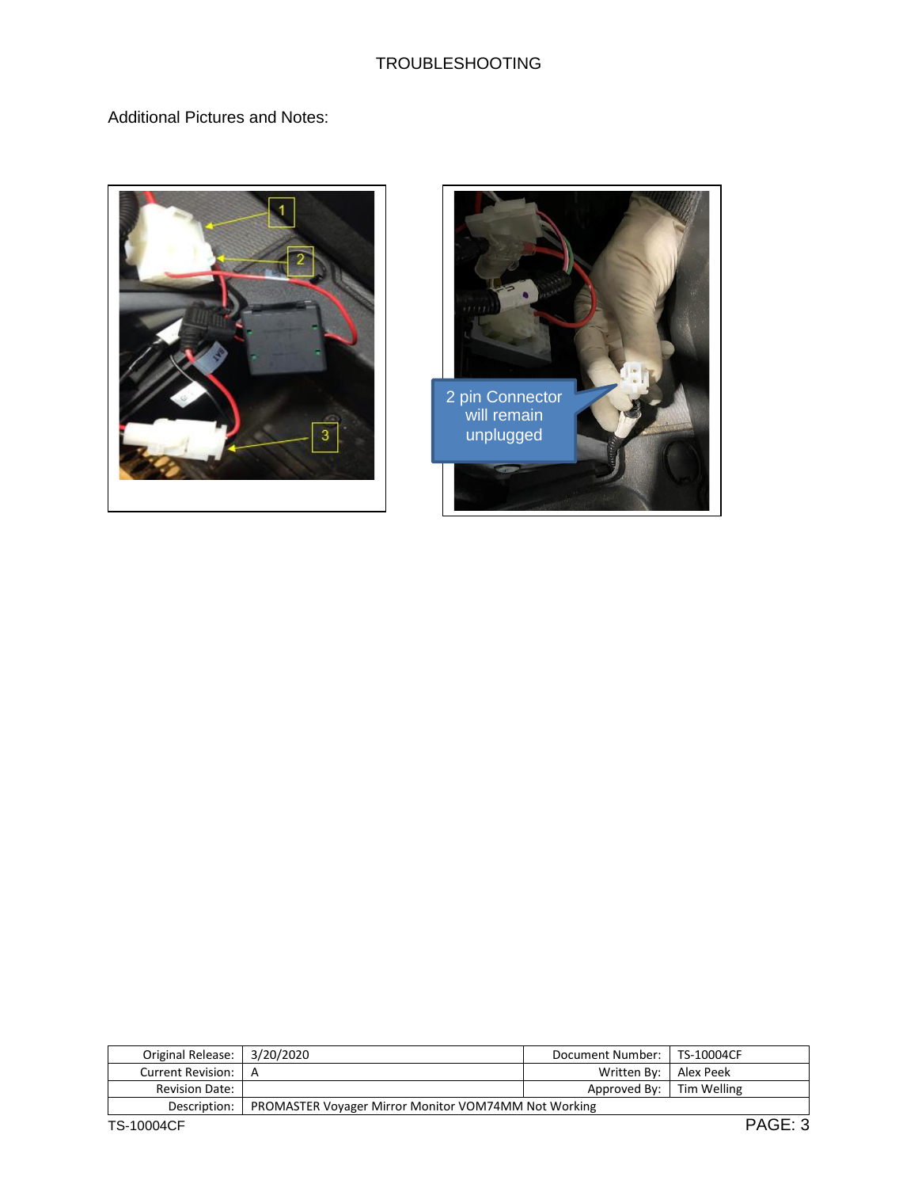# TROUBLESHOOTING

Additional Pictures and Notes:

1

2

3

2 pin Connector will remain unplugged

| | | | |
|---|---|---|---|
| Original Release: | 3/20/2020 | Document Number: | TS-10004CF |
| Current Revision: | A | Written By: | Alex Peek |
| Revision Date: | | Approved By: | Tim Welling |
| Description: | PROMASTER Voyager Mirror Monitor VOM74MM Not Working | | |